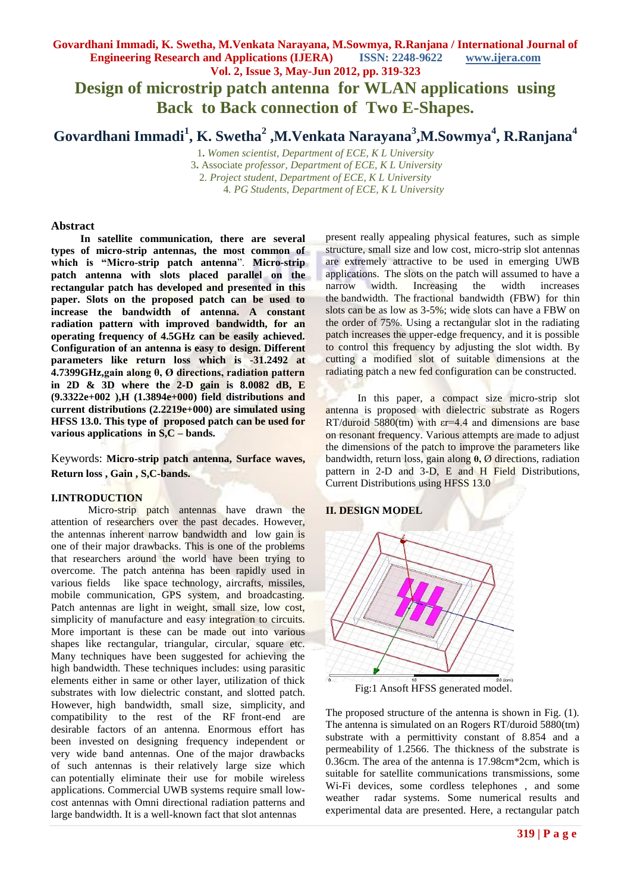# Design of microstrip patch antenna for WLAN applications using Back to Back connection of Two E-Shapes.

## Govardhani Immadi[1], K. Swetha[2], M.Venkata Narayana[3], M.Sowmya[4], R.Ranjana[4]

1. *Women scientist, Department of ECE, K L University*
3. Associate *professor, Department of ECE, K L University*
2. *Project student, Department of ECE, K L University*
4. *PG Students, Department of ECE, K L University*

### Abstract

**In satellite communication, there are several types of micro-strip antennas, the most common of which is "Micro-strip patch antenna". Micro-strip patch antenna with slots placed parallel on the rectangular patch has developed and presented in this paper. Slots on the proposed patch can be used to increase the bandwidth of antenna. A constant radiation pattern with improved bandwidth, for an operating frequency of 4.5GHz can be easily achieved. Configuration of an antenna is easy to design. Different parameters like return loss which is -31.2492 at 4.7399GHz, gain along θ, Ø directions, radiation pattern in 2D & 3D where the 2-D gain is 8.0082 dB, E (9.3322e+002), H (1.3894e+000) field distributions and current distributions (2.2219e+000) are simulated using HFSS 13.0. This type of proposed patch can be used for various applications in S,C – bands.**

Keywords: **Micro-strip patch antenna, Surface waves, Return loss , Gain , S,C-bands.**

### I.INTRODUCTION

Micro-strip patch antennas have drawn the attention of researchers over the past decades. However, the antennas inherent narrow bandwidth and low gain is one of their major drawbacks. This is one of the problems that researchers around the world have been trying to overcome. The patch antenna has been rapidly used in various fields like space technology, aircrafts, missiles, mobile communication, GPS system, and broadcasting. Patch antennas are light in weight, small size, low cost, simplicity of manufacture and easy integration to circuits. More important is these can be made out into various shapes like rectangular, triangular, circular, square etc. Many techniques have been suggested for achieving the high bandwidth. These techniques includes: using parasitic elements either in same or other layer, utilization of thick substrates with low dielectric constant, and slotted patch. However, high bandwidth, small size, simplicity, and compatibility to the rest of the RF front-end are desirable factors of an antenna. Enormous effort has been invested on designing frequency independent or very wide band antennas. One of the major drawbacks of such antennas is their relatively large size which can potentially eliminate their use for mobile wireless applications. Commercial UWB systems require small low-cost antennas with Omni directional radiation patterns and large bandwidth. It is a well-known fact that slot antennas present really appealing physical features, such as simple structure, small size and low cost, micro-strip slot antennas are extremely attractive to be used in emerging UWB applications. The slots on the patch will assumed to have a narrow width. Increasing the width increases the bandwidth. The fractional bandwidth (FBW) for thin slots can be as low as 3-5%; wide slots can have a FBW on the order of 75%. Using a rectangular slot in the radiating patch increases the upper-edge frequency, and it is possible to control this frequency by adjusting the slot width. By cutting a modified slot of suitable dimensions at the radiating patch a new fed configuration can be constructed.

In this paper, a compact size micro-strip slot antenna is proposed with dielectric substrate as Rogers RT/duroid 5880(tm) with εr=4.4 and dimensions are base on resonant frequency. Various attempts are made to adjust the dimensions of the patch to improve the parameters like bandwidth, return loss, gain along **θ**, Ø directions, radiation pattern in 2-D and 3-D, E and H Field Distributions, Current Distributions using HFSS 13.0

### II. DESIGN MODEL

Fig:1 Ansoft HFSS generated model.

The proposed structure of the antenna is shown in Fig. (1). The antenna is simulated on an Rogers RT/duroid 5880(tm) substrate with a permittivity constant of 8.854 and a permeability of 1.2566. The thickness of the substrate is 0.36cm. The area of the antenna is 17.98cm*2cm, which is suitable for satellite communications transmissions, some Wi-Fi devices, some cordless telephones , and some weather radar systems. Some numerical results and experimental data are presented. Here, a rectangular patch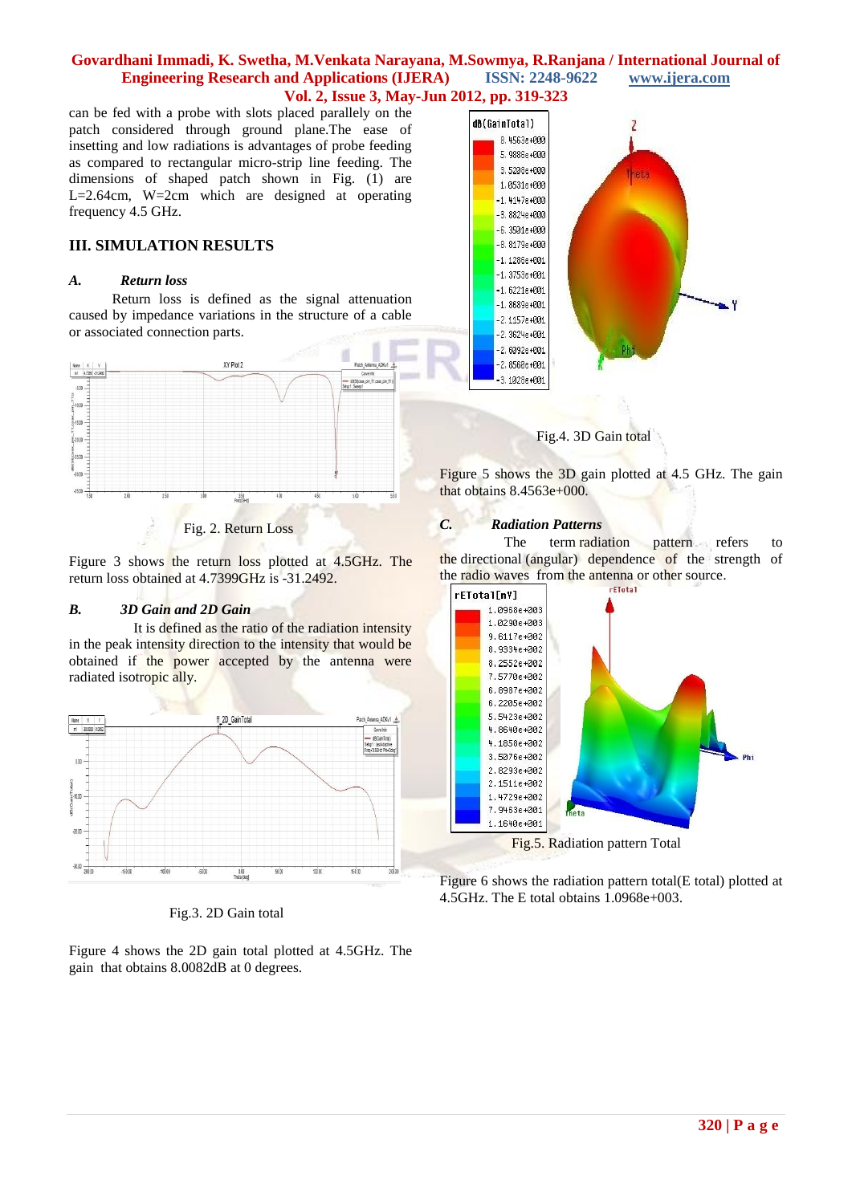can be fed with a probe with slots placed parallely on the patch considered through ground plane.The ease of insetting and low radiations is advantages of probe feeding as compared to rectangular micro-strip line feeding. The dimensions of shaped patch shown in Fig. (1) are L=2.64cm, W=2cm which are designed at operating frequency 4.5 GHz.

## III. SIMULATION RESULTS

### *A. Return loss*

Return loss is defined as the signal attenuation caused by impedance variations in the structure of a cable or associated connection parts.

Fig. 2. Return Loss

Figure 3 shows the return loss plotted at 4.5GHz. The return loss obtained at 4.7399GHz is -31.2492.

### *B. 3D Gain and 2D Gain*

It is defined as the ratio of the radiation intensity in the peak intensity direction to the intensity that would be obtained if the power accepted by the antenna were radiated isotropic ally.

Fig.3. 2D Gain total

Figure 4 shows the 2D gain total plotted at 4.5GHz. The gain that obtains 8.0082dB at 0 degrees.

Fig.4. 3D Gain total

Figure 5 shows the 3D gain plotted at 4.5 GHz. The gain that obtains 8.4563e+000.

### *C. Radiation Patterns*

The term radiation pattern refers to the directional (angular) dependence of the strength of the radio waves from the antenna or other source.

Fig.5. Radiation pattern Total

Figure 6 shows the radiation pattern total(E total) plotted at 4.5GHz. The E total obtains 1.0968e+003.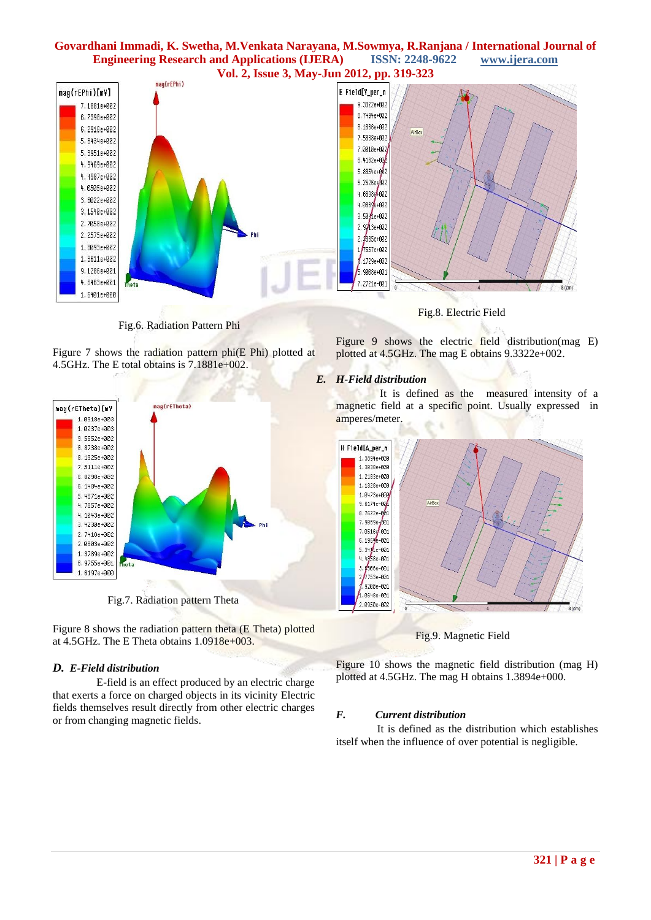Fig.6. Radiation Pattern Phi

Figure 7 shows the radiation pattern phi(E Phi) plotted at 4.5GHz. The E total obtains is 7.1881e+002.

Fig.7. Radiation pattern Theta

Figure 8 shows the radiation pattern theta (E Theta) plotted at 4.5GHz. The E Theta obtains 1.0918e+003.

### *D. E-Field distribution*

E-field is an effect produced by an electric charge that exerts a force on charged objects in its vicinity Electric fields themselves result directly from other electric charges or from changing magnetic fields.

Fig.8. Electric Field

Figure 9 shows the electric field distribution(mag E) plotted at 4.5GHz. The mag E obtains 9.3322e+002.

### *E. H-Field distribution*

It is defined as the measured intensity of a magnetic field at a specific point. Usually expressed in amperes/meter.

Fig.9. Magnetic Field

Figure 10 shows the magnetic field distribution (mag H) plotted at 4.5GHz. The mag H obtains 1.3894e+000.

### *F. Current distribution*

It is defined as the distribution which establishes itself when the influence of over potential is negligible.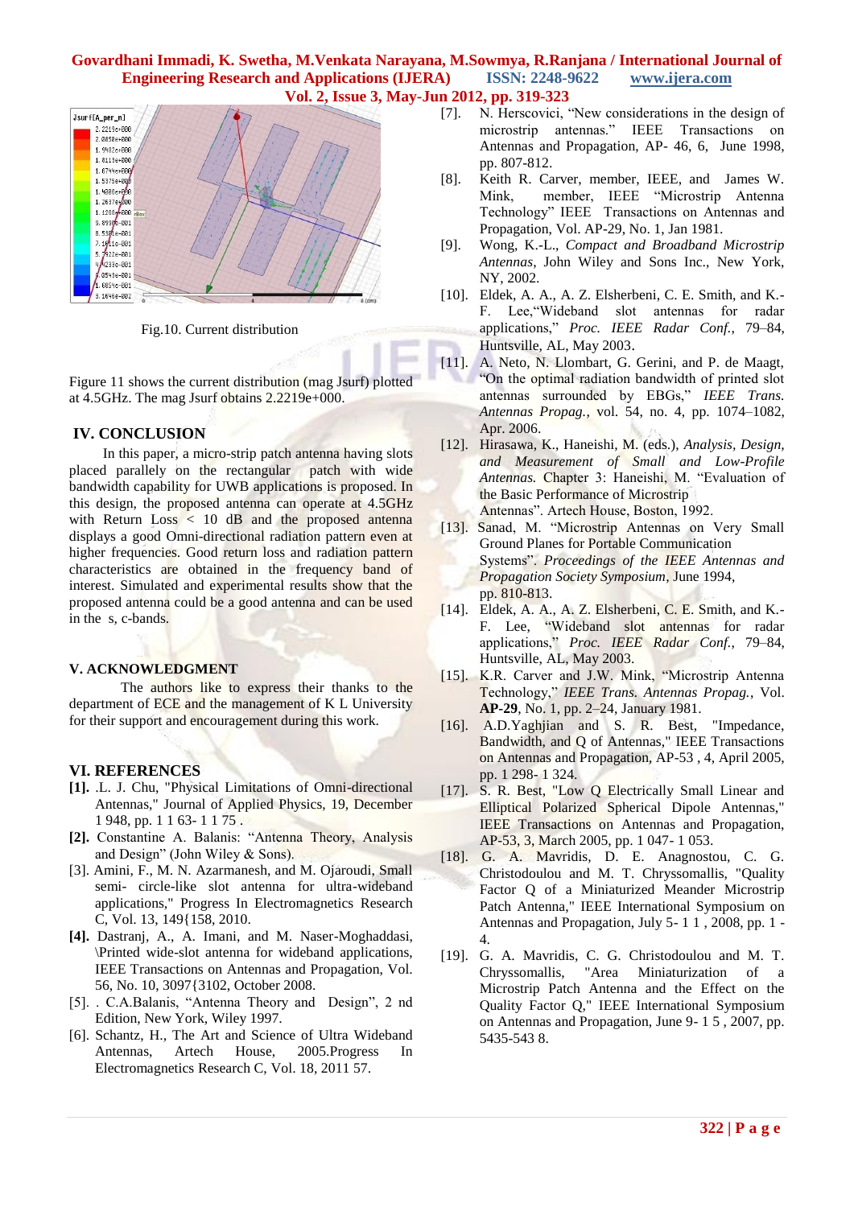Fig.10. Current distribution

Figure 11 shows the current distribution (mag Jsurf) plotted at 4.5GHz. The mag Jsurf obtains 2.2219e+000.

## IV. CONCLUSION

In this paper, a micro-strip patch antenna having slots placed parallely on the rectangular patch with wide bandwidth capability for UWB applications is proposed. In this design, the proposed antenna can operate at 4.5GHz with Return Loss < 10 dB and the proposed antenna displays a good Omni-directional radiation pattern even at higher frequencies. Good return loss and radiation pattern characteristics are obtained in the frequency band of interest. Simulated and experimental results show that the proposed antenna could be a good antenna and can be used in the s, c-bands.

## V. ACKNOWLEDGMENT

The authors like to express their thanks to the department of ECE and the management of K L University for their support and encouragement during this work.

## VI. REFERENCES

**[1].** .L. J. Chu, "Physical Limitations of Omni-directional Antennas," Journal of Applied Physics, 19, December 1 948, pp. 1 1 63- 1 1 75 .

**[2].** Constantine A. Balanis: "Antenna Theory, Analysis and Design" (John Wiley & Sons).

[3]. Amini, F., M. N. Azarmanesh, and M. Ojaroudi, Small semi- circle-like slot antenna for ultra-wideband applications," Progress In Electromagnetics Research C, Vol. 13, 149{158, 2010.

**[4].** Dastranj, A., A. Imani, and M. Naser-Moghaddasi, \Printed wide-slot antenna for wideband applications, IEEE Transactions on Antennas and Propagation, Vol. 56, No. 10, 3097{3102, October 2008.

[5]. . C.A.Balanis, "Antenna Theory and Design", 2 nd Edition, New York, Wiley 1997.

[6]. Schantz, H., The Art and Science of Ultra Wideband Antennas, Artech House, 2005.Progress In Electromagnetics Research C, Vol. 18, 2011 57.

[7]. N. Herscovici, "New considerations in the design of microstrip antennas." IEEE Transactions on Antennas and Propagation, AP- 46, 6, June 1998, pp. 807-812.

[8]. Keith R. Carver, member, IEEE, and James W. Mink, member, IEEE "Microstrip Antenna Technology" IEEE Transactions on Antennas and Propagation, Vol. AP-29, No. 1, Jan 1981.

[9]. Wong, K.-L., *Compact and Broadband Microstrip Antennas*, John Wiley and Sons Inc., New York, NY, 2002.

[10]. Eldek, A. A., A. Z. Elsherbeni, C. E. Smith, and K.-F. Lee,"Wideband slot antennas for radar applications," *Proc. IEEE Radar Conf.*, 79–84, Huntsville, AL, May 2003.

[11]. A. Neto, N. Llombart, G. Gerini, and P. de Maagt, "On the optimal radiation bandwidth of printed slot antennas surrounded by EBGs," *IEEE Trans. Antennas Propag.*, vol. 54, no. 4, pp. 1074–1082, Apr. 2006.

[12]. Hirasawa, K., Haneishi, M. (eds.), *Analysis, Design, and Measurement of Small and Low-Profile Antennas.* Chapter 3: Haneishi, M. "Evaluation of the Basic Performance of Microstrip Antennas". Artech House, Boston, 1992.

[13]. Sanad, M. "Microstrip Antennas on Very Small Ground Planes for Portable Communication Systems". *Proceedings of the IEEE Antennas and Propagation Society Symposium*, June 1994, pp. 810-813.

[14]. Eldek, A. A., A. Z. Elsherbeni, C. E. Smith, and K.-F. Lee, "Wideband slot antennas for radar applications," *Proc. IEEE Radar Conf.*, 79–84, Huntsville, AL, May 2003.

[15]. K.R. Carver and J.W. Mink, "Microstrip Antenna Technology," *IEEE Trans. Antennas Propag.*, Vol. **AP-29**, No. 1, pp. 2–24, January 1981.

[16]. A.D.Yaghjian and S. R. Best, "Impedance, Bandwidth, and Q of Antennas," IEEE Transactions on Antennas and Propagation, AP-53 , 4, April 2005, pp. 1 298- 1 324.

[17]. S. R. Best, "Low Q Electrically Small Linear and Elliptical Polarized Spherical Dipole Antennas," IEEE Transactions on Antennas and Propagation, AP-53, 3, March 2005, pp. 1 047- 1 053.

[18]. G. A. Mavridis, D. E. Anagnostou, C. G. Christodoulou and M. T. Chryssomallis, "Quality Factor Q of a Miniaturized Meander Microstrip Patch Antenna," IEEE International Symposium on Antennas and Propagation, July 5- 1 1 , 2008, pp. 1 - 4.

[19]. G. A. Mavridis, C. G. Christodoulou and M. T. Chryssomallis, "Area Miniaturization of a Microstrip Patch Antenna and the Effect on the Quality Factor Q," IEEE International Symposium on Antennas and Propagation, June 9- 1 5 , 2007, pp. 5435-543 8.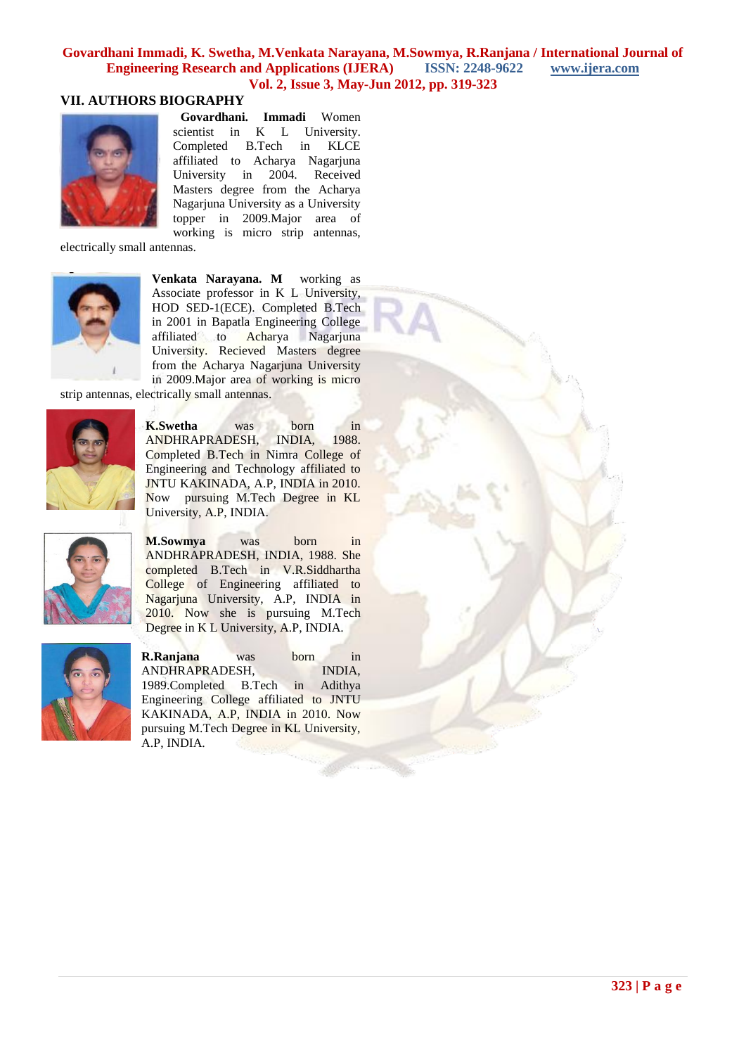## VII. AUTHORS BIOGRAPHY

**Govardhani. Immadi** Women scientist in K L University. Completed B.Tech in KLCE affiliated to Acharya Nagarjuna University in 2004. Received Masters degree from the Acharya Nagarjuna University as a University topper in 2009.Major area of working is micro strip antennas, electrically small antennas.

**Venkata Narayana. M** working as Associate professor in K L University, HOD SED-1(ECE). Completed B.Tech in 2001 in Bapatla Engineering College affiliated to Acharya Nagarjuna University. Recieved Masters degree from the Acharya Nagarjuna University in 2009.Major area of working is micro strip antennas, electrically small antennas.

**K.Swetha** was born in ANDHRAPRADESH, INDIA, 1988. Completed B.Tech in Nimra College of Engineering and Technology affiliated to JNTU KAKINADA, A.P, INDIA in 2010. Now pursuing M.Tech Degree in KL University, A.P, INDIA.

**M.Sowmya** was born in ANDHRAPRADESH, INDIA, 1988. She completed B.Tech in V.R.Siddhartha College of Engineering affiliated to Nagarjuna University, A.P, INDIA in 2010. Now she is pursuing M.Tech Degree in K L University, A.P, INDIA.

**R.Ranjana** was born in ANDHRAPRADESH, INDIA, 1989.Completed B.Tech in Adithya Engineering College affiliated to JNTU KAKINADA, A.P, INDIA in 2010. Now pursuing M.Tech Degree in KL University, A.P, INDIA.